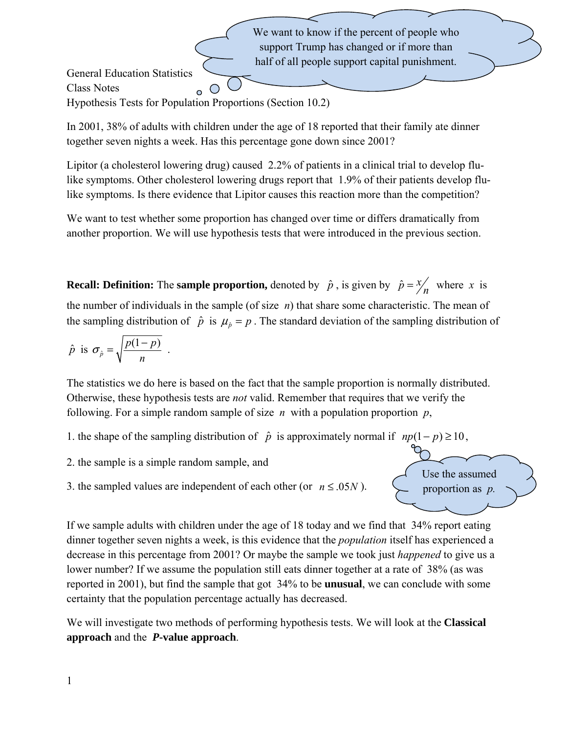We want to know if the percent of people who support Trump has changed or if more than half of all people support capital punishment.

General Education Statistics
Class Notes
Hypothesis Tests for Population Proportions (Section 10.2)

In 2001, 38% of adults with children under the age of 18 reported that their family ate dinner together seven nights a week. Has this percentage gone down since 2001?

Lipitor (a cholesterol lowering drug) caused 2.2% of patients in a clinical trial to develop flu-like symptoms. Other cholesterol lowering drugs report that 1.9% of their patients develop flu-like symptoms. Is there evidence that Lipitor causes this reaction more than the competition?

We want to test whether some proportion has changed over time or differs dramatically from another proportion. We will use hypothesis tests that were introduced in the previous section.

**Recall: Definition:** The **sample proportion,** denoted by $\hat{p}$, is given by $\hat{p} = x/n$ where $x$ is the number of individuals in the sample (of size $n$) that share some characteristic. The mean of the sampling distribution of $\hat{p}$ is $\mu_{\hat{p}} = p$. The standard deviation of the sampling distribution of $\hat{p}$ is $\sigma_{\hat{p}} = \sqrt{\frac{p(1-p)}{n}}$.

The statistics we do here is based on the fact that the sample proportion is normally distributed. Otherwise, these hypothesis tests are *not* valid. Remember that requires that we verify the following. For a simple random sample of size $n$ with a population proportion $p$,

1. the shape of the sampling distribution of $\hat{p}$ is approximately normal if $np(1-p) \geq 10$,

2. the sample is a simple random sample, and

3. the sampled values are independent of each other (or $n \leq .05N$).

Use the assumed proportion as $p$.

If we sample adults with children under the age of 18 today and we find that 34% report eating dinner together seven nights a week, is this evidence that the *population* itself has experienced a decrease in this percentage from 2001? Or maybe the sample we took just *happened* to give us a lower number? If we assume the population still eats dinner together at a rate of 38% (as was reported in 2001), but find the sample that got 34% to be **unusual**, we can conclude with some certainty that the population percentage actually has decreased.

We will investigate two methods of performing hypothesis tests. We will look at the **Classical approach** and the ***P*-value approach**.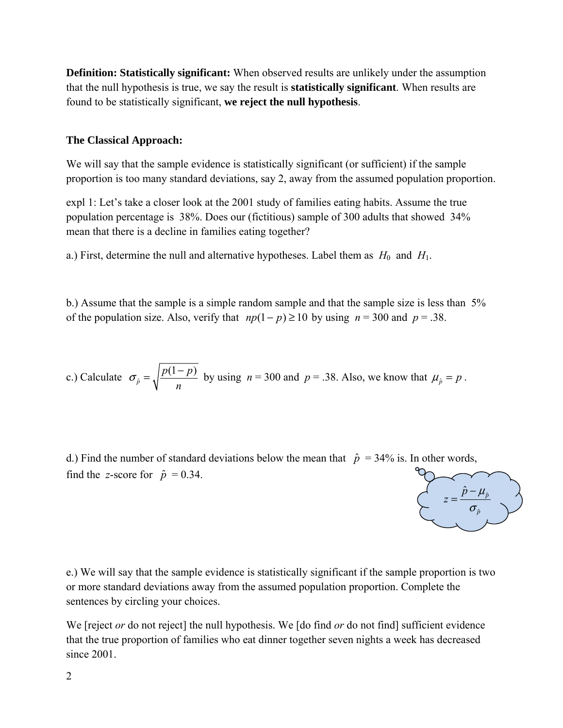**Definition: Statistically significant:** When observed results are unlikely under the assumption that the null hypothesis is true, we say the result is **statistically significant**. When results are found to be statistically significant, **we reject the null hypothesis**.

**The Classical Approach:**

We will say that the sample evidence is statistically significant (or sufficient) if the sample proportion is too many standard deviations, say 2, away from the assumed population proportion.

expl 1: Let's take a closer look at the 2001 study of families eating habits. Assume the true population percentage is 38%. Does our (fictitious) sample of 300 adults that showed 34% mean that there is a decline in families eating together?

a.) First, determine the null and alternative hypotheses. Label them as $H_0$ and $H_1$.

b.) Assume that the sample is a simple random sample and that the sample size is less than 5% of the population size. Also, verify that $np(1-p) \geq 10$ by using $n = 300$ and $p = .38$.

c.) Calculate $\sigma_{\hat{p}} = \sqrt{\dfrac{p(1-p)}{n}}$ by using $n = 300$ and $p = .38$. Also, we know that $\mu_{\hat{p}} = p$.

d.) Find the number of standard deviations below the mean that $\hat{p}$ = 34% is. In other words, find the $z$-score for $\hat{p}$ = 0.34.

$$z = \frac{\hat{p} - \mu_{\hat{p}}}{\sigma_{\hat{p}}}$$

e.) We will say that the sample evidence is statistically significant if the sample proportion is two or more standard deviations away from the assumed population proportion. Complete the sentences by circling your choices.

We [reject *or* do not reject] the null hypothesis. We [do find *or* do not find] sufficient evidence that the true proportion of families who eat dinner together seven nights a week has decreased since 2001.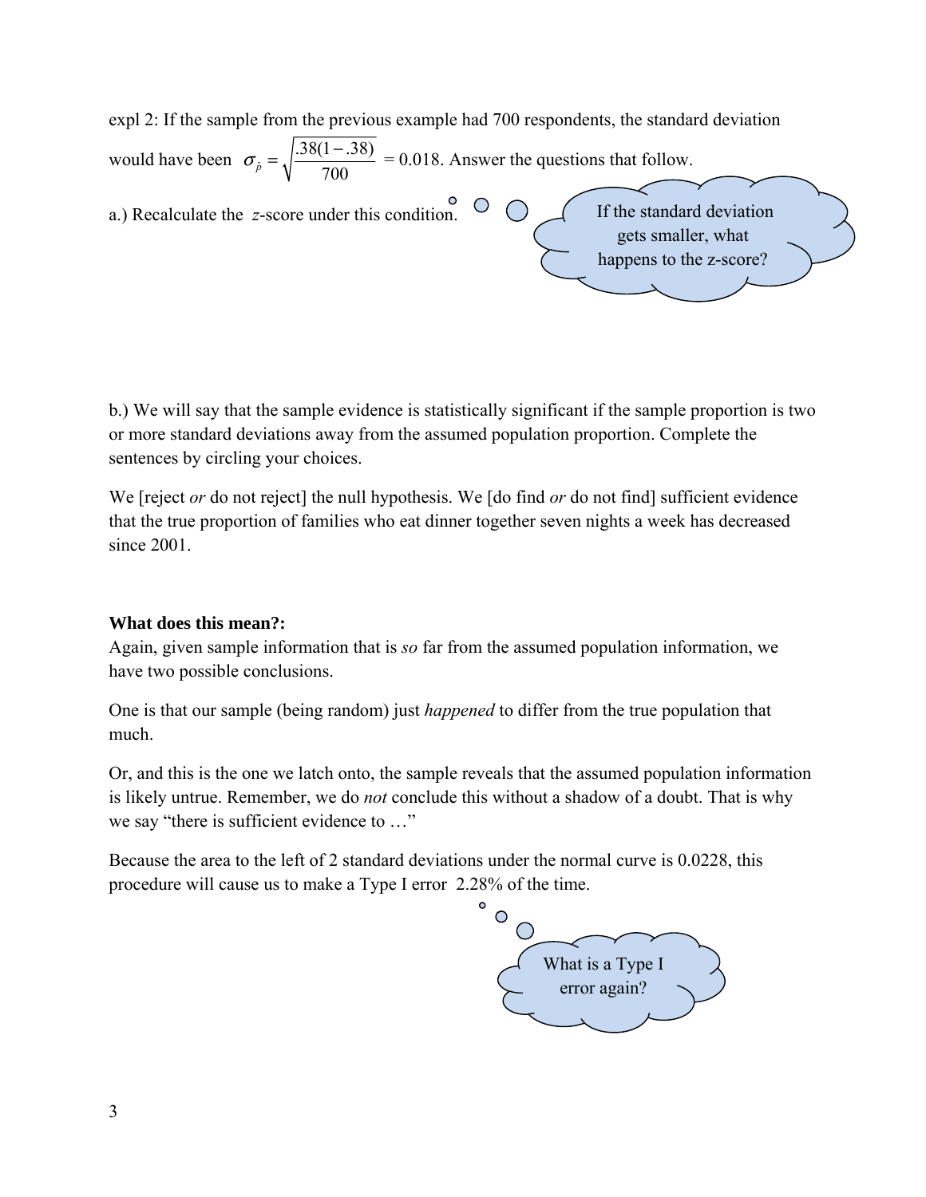expl 2: If the sample from the previous example had 700 respondents, the standard deviation would have been $\sigma_{\hat{p}} = \sqrt{\frac{.38(1-.38)}{700}}$ = 0.018. Answer the questions that follow.

a.) Recalculate the $z$-score under this condition.

If the standard deviation gets smaller, what happens to the z-score?

b.) We will say that the sample evidence is statistically significant if the sample proportion is two or more standard deviations away from the assumed population proportion. Complete the sentences by circling your choices.

We [reject *or* do not reject] the null hypothesis. We [do find *or* do not find] sufficient evidence that the true proportion of families who eat dinner together seven nights a week has decreased since 2001.

**What does this mean?:**

Again, given sample information that is *so* far from the assumed population information, we have two possible conclusions.

One is that our sample (being random) just *happened* to differ from the true population that much.

Or, and this is the one we latch onto, the sample reveals that the assumed population information is likely untrue. Remember, we do *not* conclude this without a shadow of a doubt. That is why we say "there is sufficient evidence to …"

Because the area to the left of 2 standard deviations under the normal curve is 0.0228, this procedure will cause us to make a Type I error 2.28% of the time.

What is a Type I error again?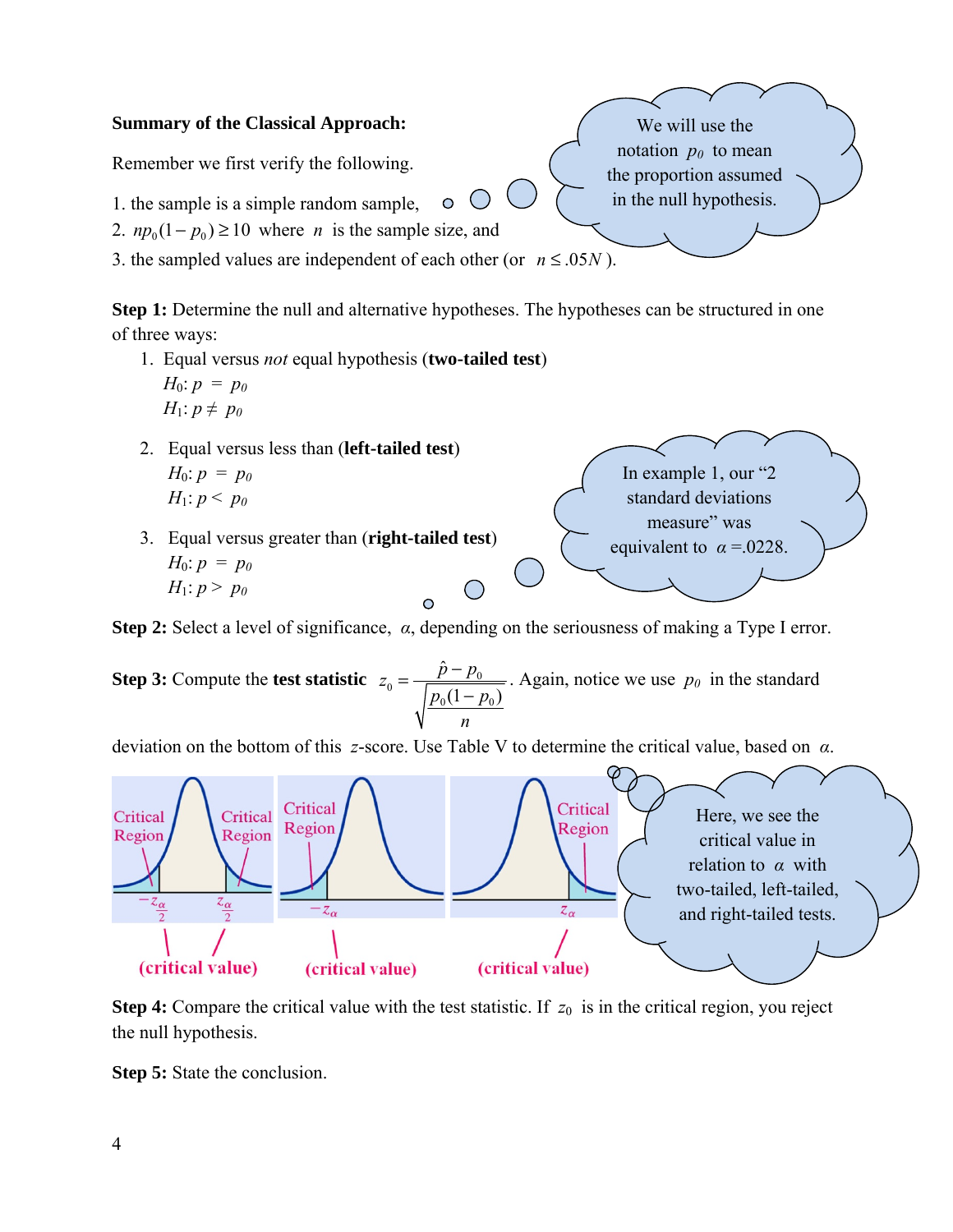**Summary of the Classical Approach:**

Remember we first verify the following.

1. the sample is a simple random sample,
2. $np_0(1-p_0) \geq 10$ where $n$ is the sample size, and
3. the sampled values are independent of each other (or $n \leq .05N$ ).

We will use the notation $p_0$ to mean the proportion assumed in the null hypothesis.

**Step 1:** Determine the null and alternative hypotheses. The hypotheses can be structured in one of three ways:

1. Equal versus *not* equal hypothesis (**two-tailed test**)
   $H_0$: $p = p_0$
   $H_1$: $p \neq p_0$

2. Equal versus less than (**left-tailed test**)
   $H_0$: $p = p_0$
   $H_1$: $p < p_0$

3. Equal versus greater than (**right-tailed test**)
   $H_0$: $p = p_0$
   $H_1$: $p > p_0$

In example 1, our "2 standard deviations measure" was equivalent to $\alpha = .0228$.

**Step 2:** Select a level of significance, $\alpha$, depending on the seriousness of making a Type I error.

**Step 3:** Compute the **test statistic** $z_0 = \dfrac{\hat{p} - p_0}{\sqrt{\dfrac{p_0(1-p_0)}{n}}}$. Again, notice we use $p_0$ in the standard deviation on the bottom of this $z$-score. Use Table V to determine the critical value, based on $\alpha$.

Critical Region | Critical Region | $-z_{\frac{\alpha}{2}}$ | $z_{\frac{\alpha}{2}}$ | (critical value)

Critical Region | $-z_\alpha$ | (critical value)

Critical Region | $z_\alpha$ | (critical value)

Here, we see the critical value in relation to $\alpha$ with two-tailed, left-tailed, and right-tailed tests.

**Step 4:** Compare the critical value with the test statistic. If $z_0$ is in the critical region, you reject the null hypothesis.

**Step 5:** State the conclusion.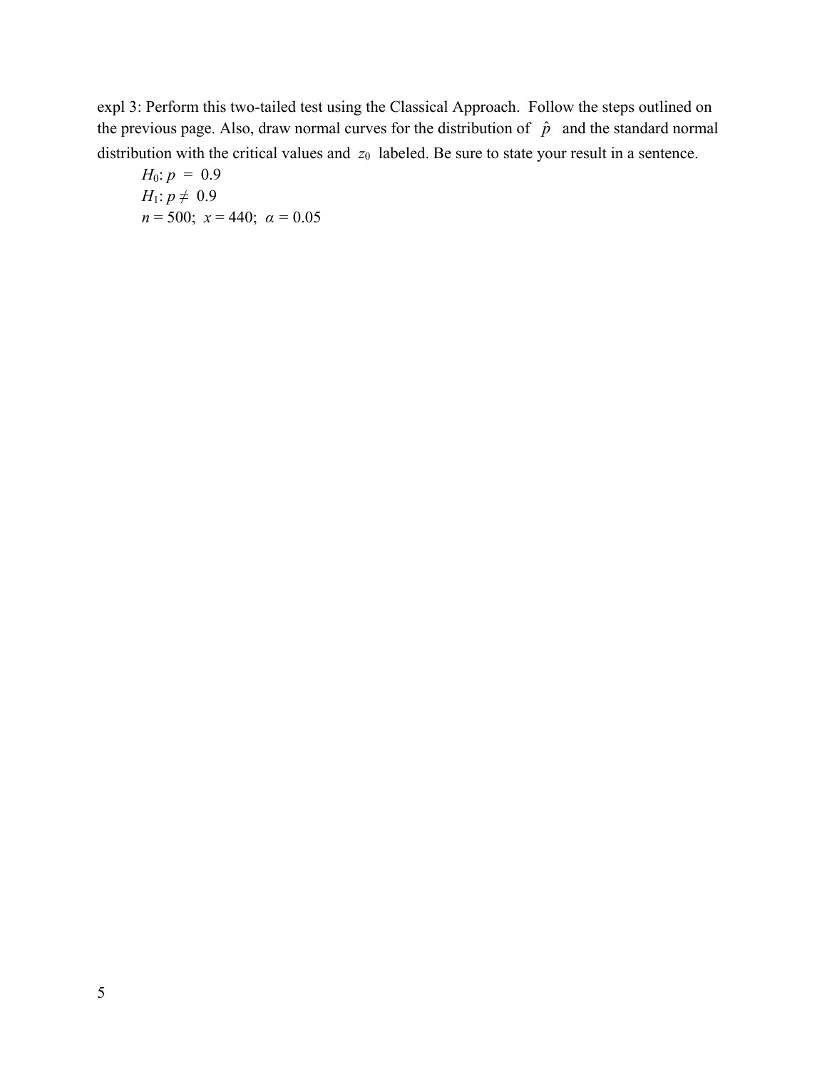expl 3: Perform this two-tailed test using the Classical Approach. Follow the steps outlined on the previous page. Also, draw normal curves for the distribution of $\hat{p}$ and the standard normal distribution with the critical values and $z_0$ labeled. Be sure to state your result in a sentence.

$H_0$: $p = 0.9$
$H_1$: $p \neq 0.9$
$n = 500$; $x = 440$; $\alpha = 0.05$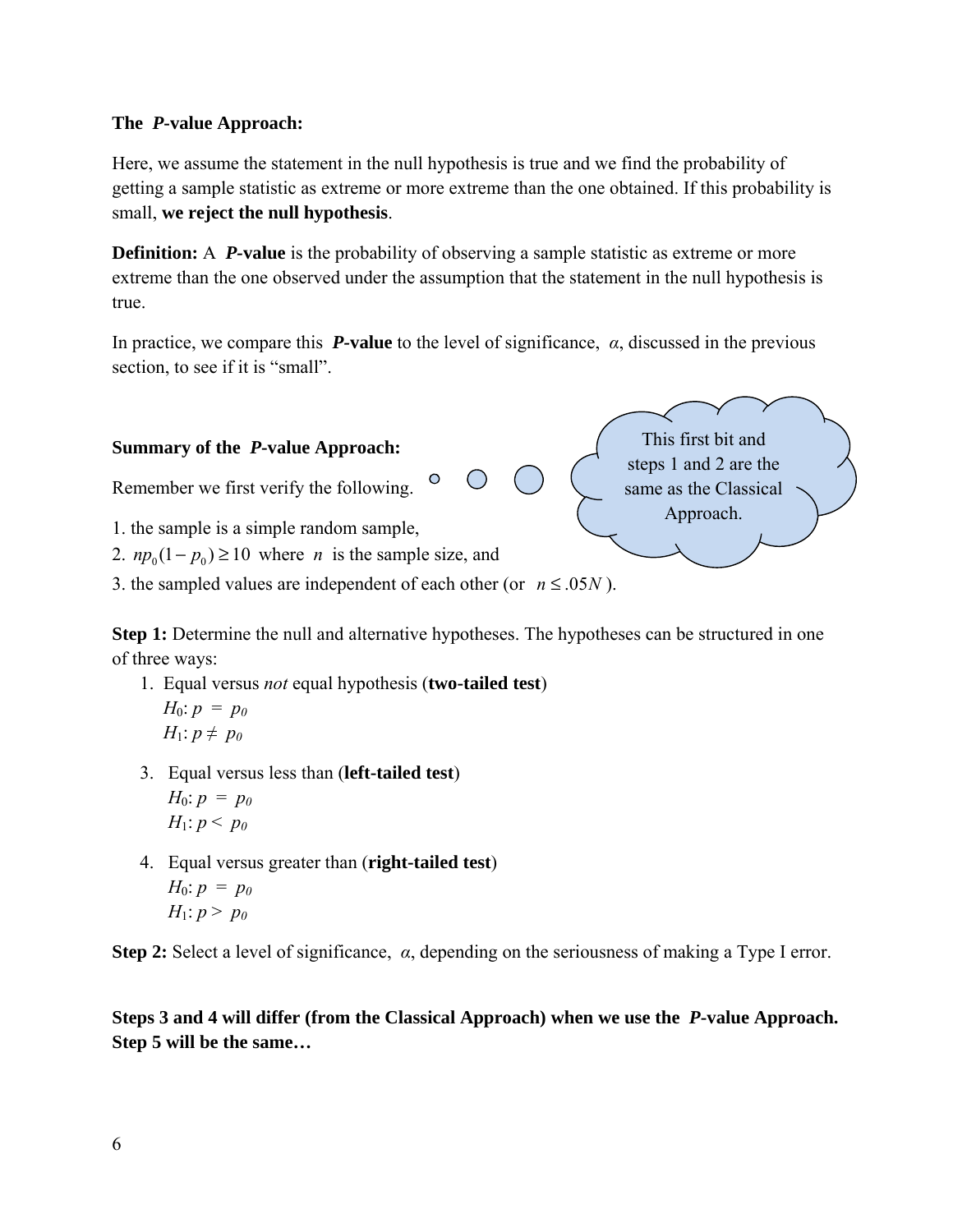**The *P*-value Approach:**

Here, we assume the statement in the null hypothesis is true and we find the probability of getting a sample statistic as extreme or more extreme than the one obtained. If this probability is small, **we reject the null hypothesis**.

**Definition:** A ***P*-value** is the probability of observing a sample statistic as extreme or more extreme than the one observed under the assumption that the statement in the null hypothesis is true.

In practice, we compare this ***P*-value** to the level of significance, $\alpha$, discussed in the previous section, to see if it is "small".

**Summary of the *P*-value Approach:**

This first bit and steps 1 and 2 are the same as the Classical Approach.

Remember we first verify the following.

1. the sample is a simple random sample,
2. $np_0(1-p_0) \geq 10$ where $n$ is the sample size, and
3. the sampled values are independent of each other (or $n \leq .05N$).

**Step 1:** Determine the null and alternative hypotheses. The hypotheses can be structured in one of three ways:

1. Equal versus *not* equal hypothesis (**two-tailed test**)
   $H_0$: $p = p_0$
   $H_1$: $p \neq p_0$

3. Equal versus less than (**left-tailed test**)
   $H_0$: $p = p_0$
   $H_1$: $p < p_0$

4. Equal versus greater than (**right-tailed test**)
   $H_0$: $p = p_0$
   $H_1$: $p > p_0$

**Step 2:** Select a level of significance, $\alpha$, depending on the seriousness of making a Type I error.

**Steps 3 and 4 will differ (from the Classical Approach) when we use the *P*-value Approach. Step 5 will be the same…**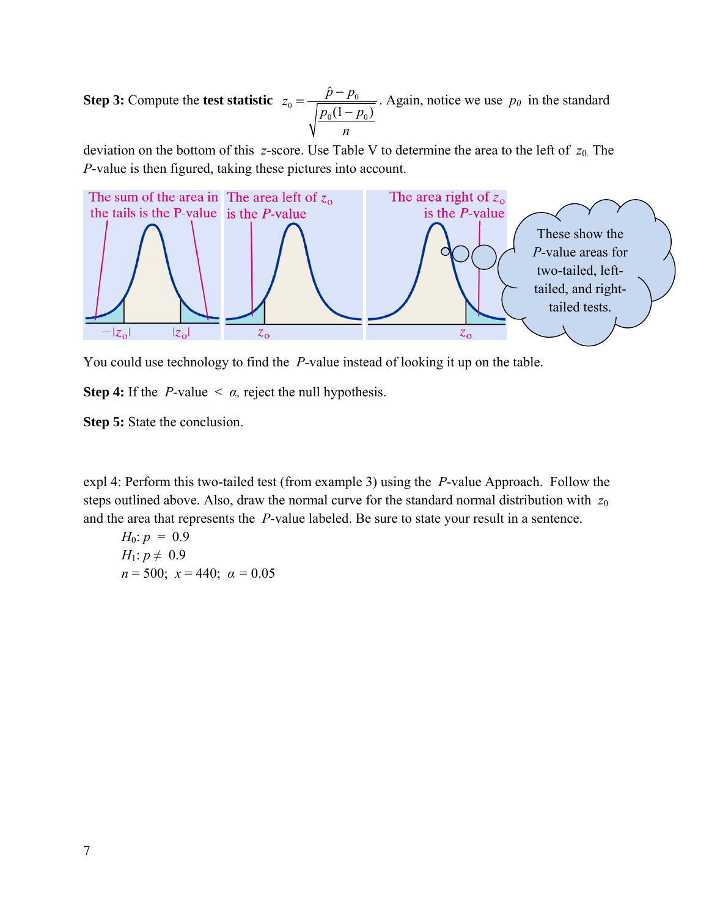**Step 3:** Compute the **test statistic** $z_0 = \dfrac{\hat{p} - p_0}{\sqrt{\dfrac{p_0(1-p_0)}{n}}}$. Again, notice we use $p_0$ in the standard deviation on the bottom of this $z$-score. Use Table V to determine the area to the left of $z_0$. The *P*-value is then figured, taking these pictures into account.

You could use technology to find the *P*-value instead of looking it up on the table.

**Step 4:** If the *P*-value $< \alpha$, reject the null hypothesis.

**Step 5:** State the conclusion.

expl 4: Perform this two-tailed test (from example 3) using the *P*-value Approach. Follow the steps outlined above. Also, draw the normal curve for the standard normal distribution with $z_0$ and the area that represents the *P*-value labeled. Be sure to state your result in a sentence.

$H_0$: $p = 0.9$

$H_1$: $p \neq 0.9$

$n = 500$; $x = 440$; $\alpha = 0.05$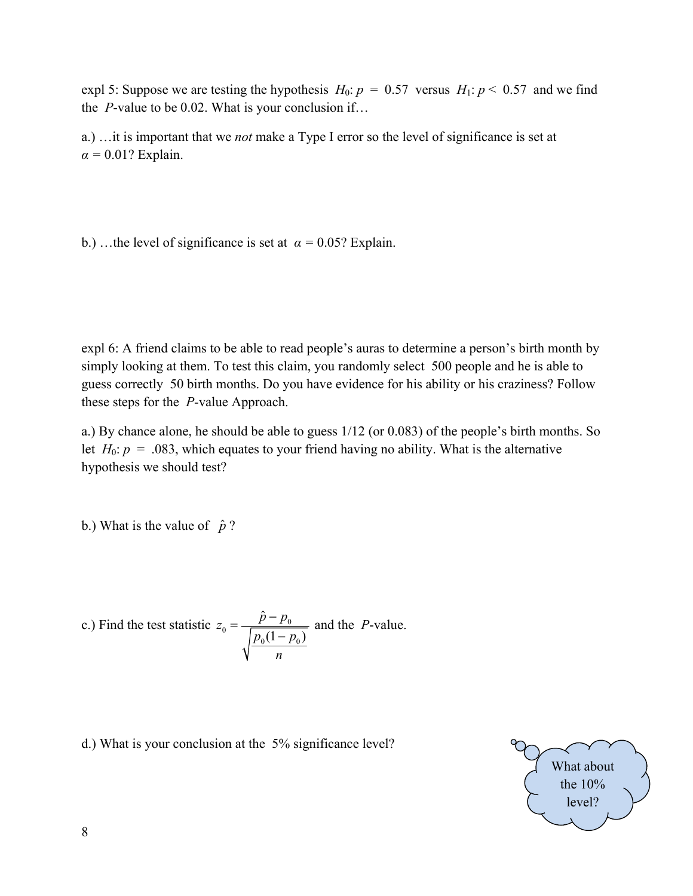expl 5: Suppose we are testing the hypothesis $H_0$: $p = 0.57$ versus $H_1$: $p < 0.57$ and we find the $P$-value to be 0.02. What is your conclusion if…

a.) …it is important that we *not* make a Type I error so the level of significance is set at $\alpha = 0.01$? Explain.

b.) …the level of significance is set at $\alpha = 0.05$? Explain.

expl 6: A friend claims to be able to read people's auras to determine a person's birth month by simply looking at them. To test this claim, you randomly select 500 people and he is able to guess correctly 50 birth months. Do you have evidence for his ability or his craziness? Follow these steps for the $P$-value Approach.

a.) By chance alone, he should be able to guess 1/12 (or 0.083) of the people's birth months. So let $H_0$: $p = .083$, which equates to your friend having no ability. What is the alternative hypothesis we should test?

b.) What is the value of $\hat{p}$?

c.) Find the test statistic $z_0 = \dfrac{\hat{p} - p_0}{\sqrt{\dfrac{p_0(1-p_0)}{n}}}$ and the $P$-value.

d.) What is your conclusion at the 5% significance level?

What about the 10% level?